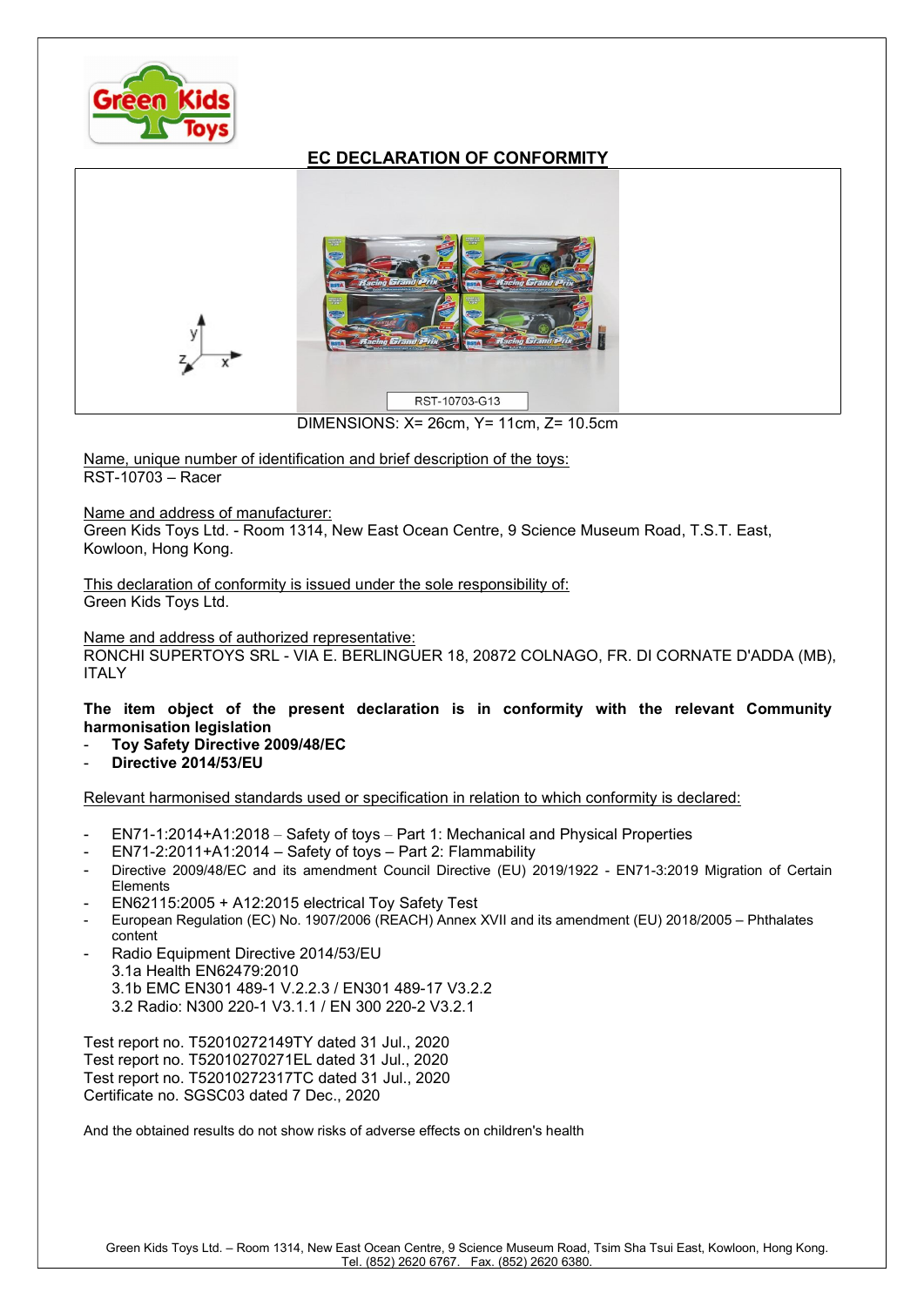## EC DECLARATION OF CONFORMITY

RST-10703-G13

DIMENSIONS: X= 26cm, Y= 11cm, Z= 10.5cm

Name, unique number of identification and brief description of the toys:
RST-10703 – Racer

Name and address of manufacturer:
Green Kids Toys Ltd. - Room 1314, New East Ocean Centre, 9 Science Museum Road, T.S.T. East, Kowloon, Hong Kong.

This declaration of conformity is issued under the sole responsibility of:
Green Kids Toys Ltd.

Name and address of authorized representative:
RONCHI SUPERTOYS SRL - VIA E. BERLINGUER 18, 20872 COLNAGO, FR. DI CORNATE D'ADDA (MB), ITALY

**The item object of the present declaration is in conformity with the relevant Community harmonisation legislation**

- **Toy Safety Directive 2009/48/EC**
- **Directive 2014/53/EU**

Relevant harmonised standards used or specification in relation to which conformity is declared:

- EN71-1:2014+A1:2018 – Safety of toys – Part 1: Mechanical and Physical Properties
- EN71-2:2011+A1:2014 – Safety of toys – Part 2: Flammability
- Directive 2009/48/EC and its amendment Council Directive (EU) 2019/1922 - EN71-3:2019 Migration of Certain Elements
- EN62115:2005 + A12:2015 electrical Toy Safety Test
- European Regulation (EC) No. 1907/2006 (REACH) Annex XVII and its amendment (EU) 2018/2005 – Phthalates content
- Radio Equipment Directive 2014/53/EU
  3.1a Health EN62479:2010
  3.1b EMC EN301 489-1 V.2.2.3 / EN301 489-17 V3.2.2
  3.2 Radio: N300 220-1 V3.1.1 / EN 300 220-2 V3.2.1

Test report no. T52010272149TY dated 31 Jul., 2020
Test report no. T52010270271EL dated 31 Jul., 2020
Test report no. T52010272317TC dated 31 Jul., 2020
Certificate no. SGSC03 dated 7 Dec., 2020

And the obtained results do not show risks of adverse effects on children's health

Green Kids Toys Ltd. – Room 1314, New East Ocean Centre, 9 Science Museum Road, Tsim Sha Tsui East, Kowloon, Hong Kong.
Tel. (852) 2620 6767. Fax. (852) 2620 6380.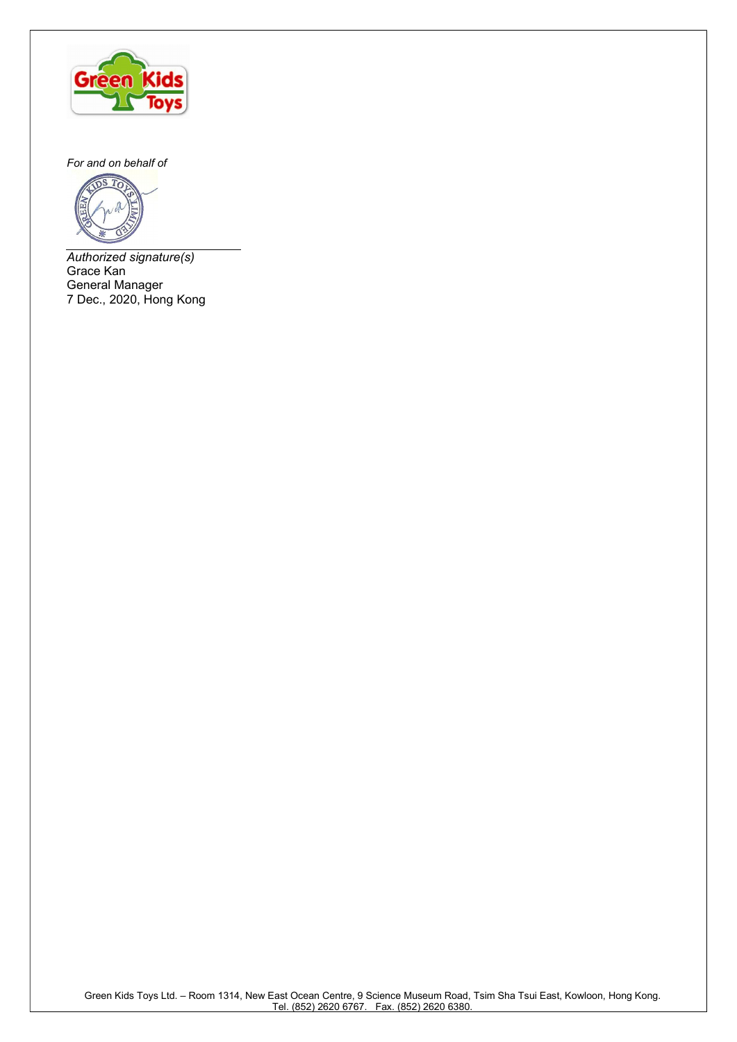*For and on behalf of*

*Authorized signature(s)*
Grace Kan
General Manager
7 Dec., 2020, Hong Kong